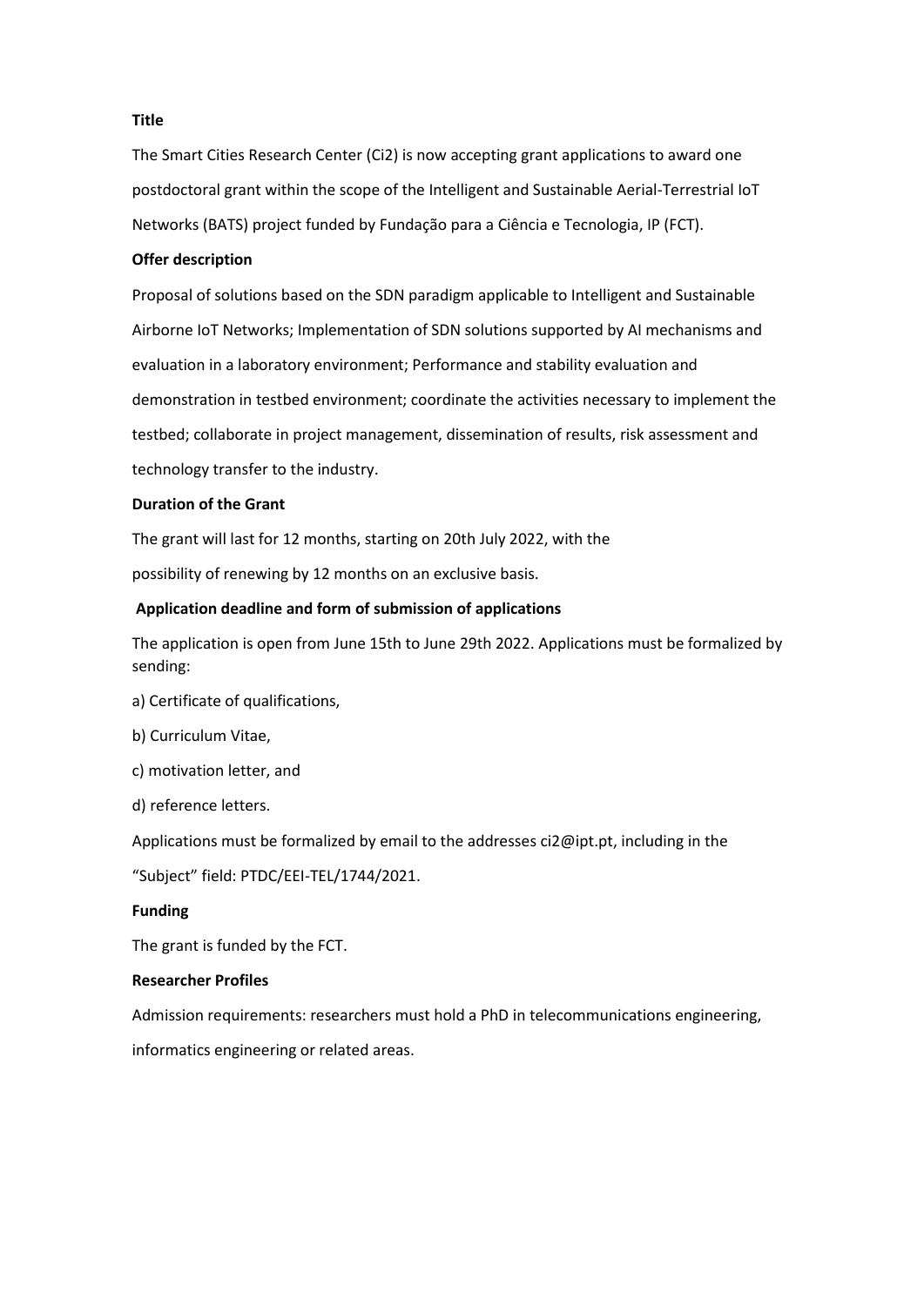**Title**

The Smart Cities Research Center (Ci2) is now accepting grant applications to award one postdoctoral grant within the scope of the Intelligent and Sustainable Aerial-Terrestrial IoT Networks (BATS) project funded by Fundação para a Ciência e Tecnologia, IP (FCT).

**Offer description**

Proposal of solutions based on the SDN paradigm applicable to Intelligent and Sustainable Airborne IoT Networks; Implementation of SDN solutions supported by AI mechanisms and evaluation in a laboratory environment; Performance and stability evaluation and demonstration in testbed environment; coordinate the activities necessary to implement the testbed; collaborate in project management, dissemination of results, risk assessment and technology transfer to the industry.

**Duration of the Grant**

The grant will last for 12 months, starting on 20th July 2022, with the possibility of renewing by 12 months on an exclusive basis.

**Application deadline and form of submission of applications**

The application is open from June 15th to June 29th 2022. Applications must be formalized by sending:

a) Certificate of qualifications,

b) Curriculum Vitae,

c) motivation letter, and

d) reference letters.

Applications must be formalized by email to the addresses ci2@ipt.pt, including in the "Subject" field: PTDC/EEI-TEL/1744/2021.

**Funding**

The grant is funded by the FCT.

**Researcher Profiles**

Admission requirements: researchers must hold a PhD in telecommunications engineering, informatics engineering or related areas.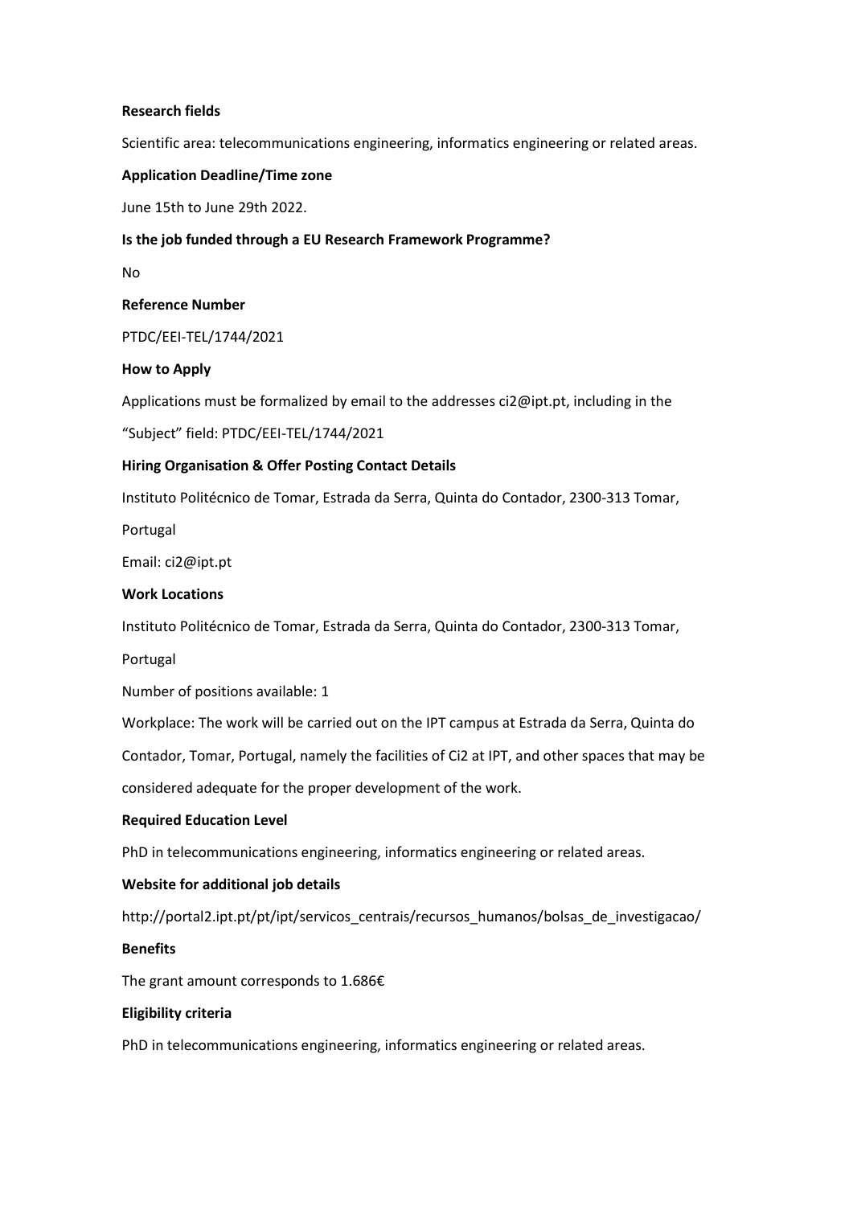**Research fields**

Scientific area: telecommunications engineering, informatics engineering or related areas.

**Application Deadline/Time zone**

June 15th to June 29th 2022.

**Is the job funded through a EU Research Framework Programme?**

No

**Reference Number**

PTDC/EEI-TEL/1744/2021

**How to Apply**

Applications must be formalized by email to the addresses ci2@ipt.pt, including in the "Subject" field: PTDC/EEI-TEL/1744/2021

**Hiring Organisation & Offer Posting Contact Details**

Instituto Politécnico de Tomar, Estrada da Serra, Quinta do Contador, 2300-313 Tomar, Portugal

Email: ci2@ipt.pt

**Work Locations**

Instituto Politécnico de Tomar, Estrada da Serra, Quinta do Contador, 2300-313 Tomar, Portugal

Number of positions available: 1

Workplace: The work will be carried out on the IPT campus at Estrada da Serra, Quinta do Contador, Tomar, Portugal, namely the facilities of Ci2 at IPT, and other spaces that may be considered adequate for the proper development of the work.

**Required Education Level**

PhD in telecommunications engineering, informatics engineering or related areas.

**Website for additional job details**

http://portal2.ipt.pt/pt/ipt/servicos_centrais/recursos_humanos/bolsas_de_investigacao/

**Benefits**

The grant amount corresponds to 1.686€

**Eligibility criteria**

PhD in telecommunications engineering, informatics engineering or related areas.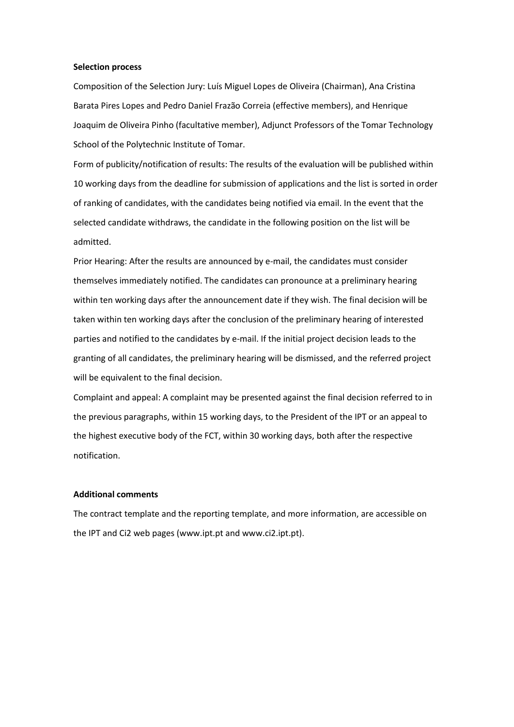**Selection process**

Composition of the Selection Jury: Luís Miguel Lopes de Oliveira (Chairman), Ana Cristina Barata Pires Lopes and Pedro Daniel Frazão Correia (effective members), and Henrique Joaquim de Oliveira Pinho (facultative member), Adjunct Professors of the Tomar Technology School of the Polytechnic Institute of Tomar.

Form of publicity/notification of results: The results of the evaluation will be published within 10 working days from the deadline for submission of applications and the list is sorted in order of ranking of candidates, with the candidates being notified via email. In the event that the selected candidate withdraws, the candidate in the following position on the list will be admitted.

Prior Hearing: After the results are announced by e-mail, the candidates must consider themselves immediately notified. The candidates can pronounce at a preliminary hearing within ten working days after the announcement date if they wish. The final decision will be taken within ten working days after the conclusion of the preliminary hearing of interested parties and notified to the candidates by e-mail. If the initial project decision leads to the granting of all candidates, the preliminary hearing will be dismissed, and the referred project will be equivalent to the final decision.

Complaint and appeal: A complaint may be presented against the final decision referred to in the previous paragraphs, within 15 working days, to the President of the IPT or an appeal to the highest executive body of the FCT, within 30 working days, both after the respective notification.

**Additional comments**

The contract template and the reporting template, and more information, are accessible on the IPT and Ci2 web pages (www.ipt.pt and www.ci2.ipt.pt).